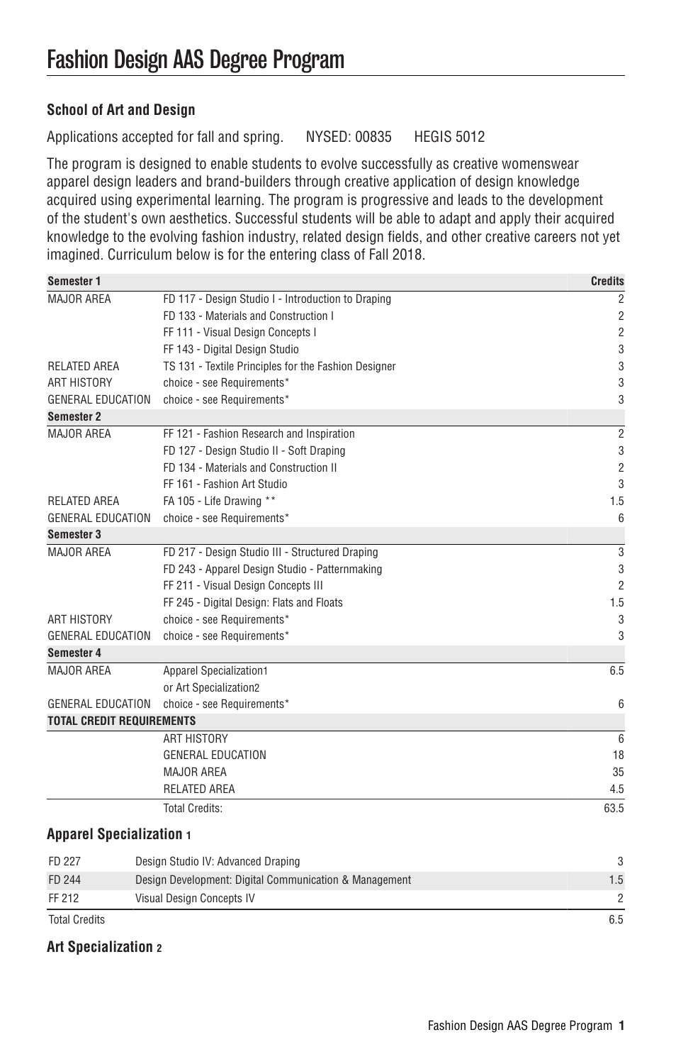# Fashion Design AAS Degree Program

**School of Art and Design**

Applications accepted for fall and spring.    NYSED: 00835    HEGIS 5012

The program is designed to enable students to evolve successfully as creative womenswear apparel design leaders and brand-builders through creative application of design knowledge acquired using experimental learning. The program is progressive and leads to the development of the student's own aesthetics. Successful students will be able to adapt and apply their acquired knowledge to the evolving fashion industry, related design fields, and other creative careers not yet imagined. Curriculum below is for the entering class of Fall 2018.

| **Semester 1** | | **Credits** |
|---|---|---|
| MAJOR AREA | FD 117 - Design Studio I - Introduction to Draping | 2 |
| | FD 133 - Materials and Construction I | 2 |
| | FF 111 - Visual Design Concepts I | 2 |
| | FF 143 - Digital Design Studio | 3 |
| RELATED AREA | TS 131 - Textile Principles for the Fashion Designer | 3 |
| ART HISTORY | choice - see Requirements* | 3 |
| GENERAL EDUCATION | choice - see Requirements* | 3 |
| **Semester 2** | | |
| MAJOR AREA | FF 121 - Fashion Research and Inspiration | 2 |
| | FD 127 - Design Studio II - Soft Draping | 3 |
| | FD 134 - Materials and Construction II | 2 |
| | FF 161 - Fashion Art Studio | 3 |
| RELATED AREA | FA 105 - Life Drawing ** | 1.5 |
| GENERAL EDUCATION | choice - see Requirements* | 6 |
| **Semester 3** | | |
| MAJOR AREA | FD 217 - Design Studio III - Structured Draping | 3 |
| | FD 243 - Apparel Design Studio - Patternmaking | 3 |
| | FF 211 - Visual Design Concepts III | 2 |
| | FF 245 - Digital Design: Flats and Floats | 1.5 |
| ART HISTORY | choice - see Requirements* | 3 |
| GENERAL EDUCATION | choice - see Requirements* | 3 |
| **Semester 4** | | |
| MAJOR AREA | Apparel Specialization1 or Art Specialization2 | 6.5 |
| GENERAL EDUCATION | choice - see Requirements* | 6 |
| **TOTAL CREDIT REQUIREMENTS** | | |
| | ART HISTORY | 6 |
| | GENERAL EDUCATION | 18 |
| | MAJOR AREA | 35 |
| | RELATED AREA | 4.5 |
| | Total Credits: | 63.5 |

### Apparel Specialization 1

| | | |
|---|---|---|
| FD 227 | Design Studio IV: Advanced Draping | 3 |
| FD 244 | Design Development: Digital Communication & Management | 1.5 |
| FF 212 | Visual Design Concepts IV | 2 |
| Total Credits | | 6.5 |

### Art Specialization 2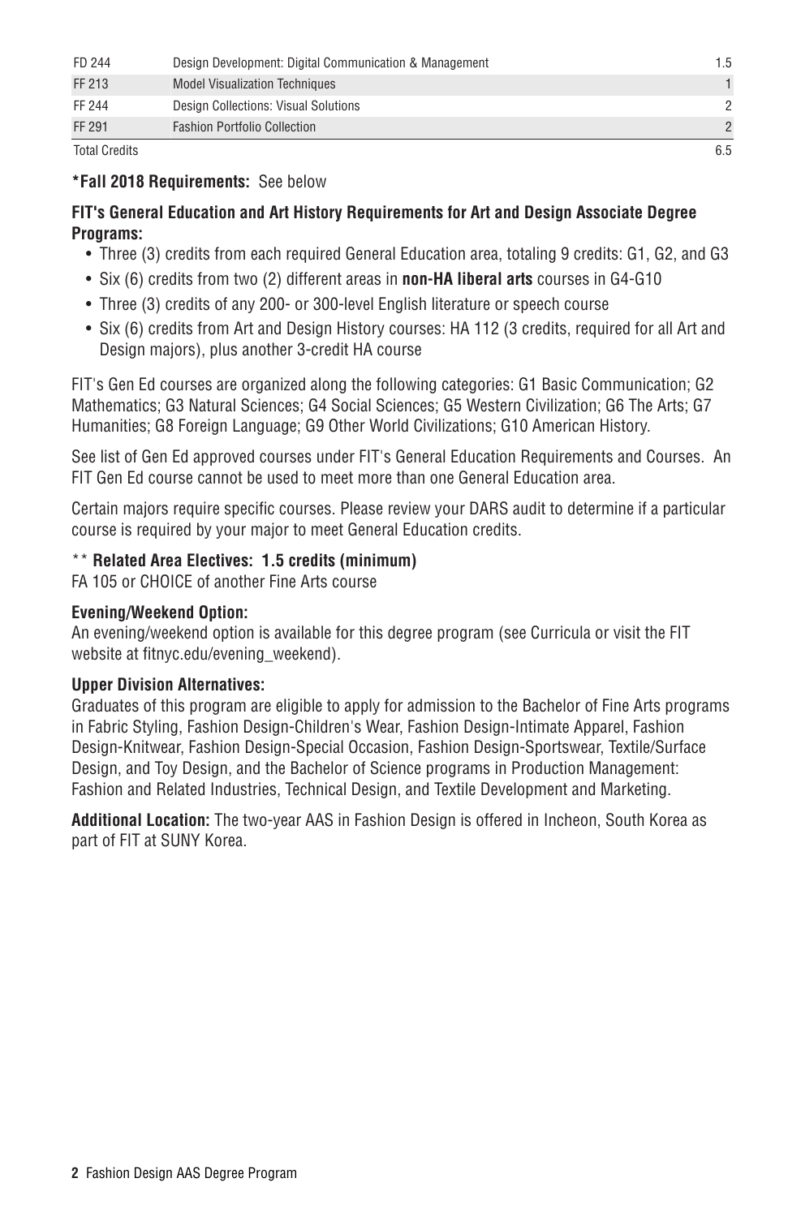| | | |
|---|---|---|
| FD 244 | Design Development: Digital Communication & Management | 1.5 |
| FF 213 | Model Visualization Techniques | 1 |
| FF 244 | Design Collections: Visual Solutions | 2 |
| FF 291 | Fashion Portfolio Collection | 2 |
| Total Credits | | 6.5 |

**\*Fall 2018 Requirements:** See below

**FIT's General Education and Art History Requirements for Art and Design Associate Degree Programs:**

- Three (3) credits from each required General Education area, totaling 9 credits: G1, G2, and G3
- Six (6) credits from two (2) different areas in **non-HA liberal arts** courses in G4-G10
- Three (3) credits of any 200- or 300-level English literature or speech course
- Six (6) credits from Art and Design History courses: HA 112 (3 credits, required for all Art and Design majors), plus another 3-credit HA course

FIT's Gen Ed courses are organized along the following categories: G1 Basic Communication; G2 Mathematics; G3 Natural Sciences; G4 Social Sciences; G5 Western Civilization; G6 The Arts; G7 Humanities; G8 Foreign Language; G9 Other World Civilizations; G10 American History.

See list of Gen Ed approved courses under FIT's General Education Requirements and Courses. An FIT Gen Ed course cannot be used to meet more than one General Education area.

Certain majors require specific courses. Please review your DARS audit to determine if a particular course is required by your major to meet General Education credits.

\*\* **Related Area Electives: 1.5 credits (minimum)**
FA 105 or CHOICE of another Fine Arts course

**Evening/Weekend Option:**
An evening/weekend option is available for this degree program (see Curricula or visit the FIT website at fitnyc.edu/evening_weekend).

**Upper Division Alternatives:**
Graduates of this program are eligible to apply for admission to the Bachelor of Fine Arts programs in Fabric Styling, Fashion Design-Children's Wear, Fashion Design-Intimate Apparel, Fashion Design-Knitwear, Fashion Design-Special Occasion, Fashion Design-Sportswear, Textile/Surface Design, and Toy Design, and the Bachelor of Science programs in Production Management: Fashion and Related Industries, Technical Design, and Textile Development and Marketing.

**Additional Location:** The two-year AAS in Fashion Design is offered in Incheon, South Korea as part of FIT at SUNY Korea.